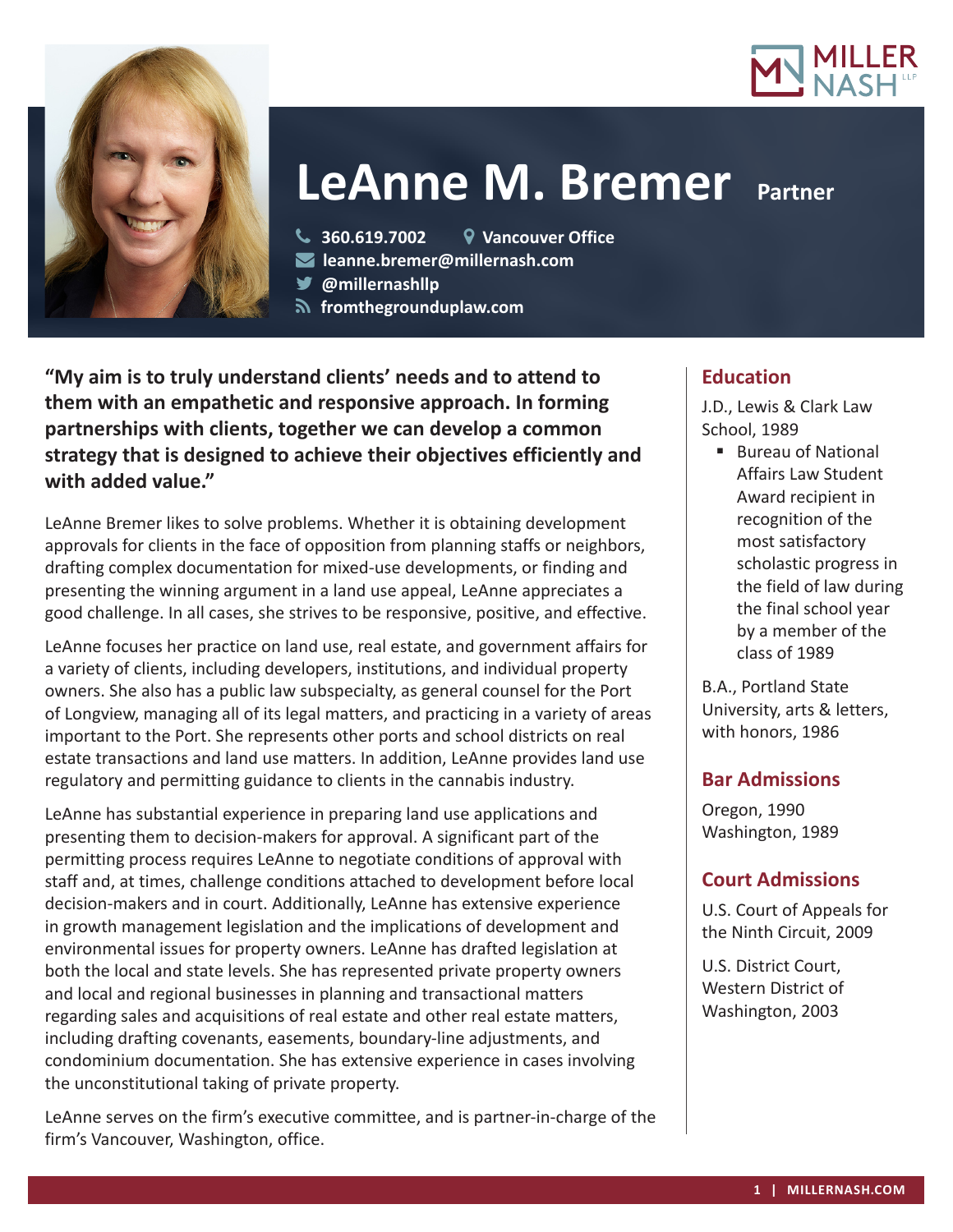# LeAnne M. Bremer **Partner**

360.619.7002 | Vancouver Office
leanne.bremer@millernash.com
@millernashllp
fromthegrounduplaw.com

**"My aim is to truly understand clients' needs and to attend to them with an empathetic and responsive approach. In forming partnerships with clients, together we can develop a common strategy that is designed to achieve their objectives efficiently and with added value."**

LeAnne Bremer likes to solve problems. Whether it is obtaining development approvals for clients in the face of opposition from planning staffs or neighbors, drafting complex documentation for mixed-use developments, or finding and presenting the winning argument in a land use appeal, LeAnne appreciates a good challenge. In all cases, she strives to be responsive, positive, and effective.

LeAnne focuses her practice on land use, real estate, and government affairs for a variety of clients, including developers, institutions, and individual property owners. She also has a public law subspecialty, as general counsel for the Port of Longview, managing all of its legal matters, and practicing in a variety of areas important to the Port. She represents other ports and school districts on real estate transactions and land use matters. In addition, LeAnne provides land use regulatory and permitting guidance to clients in the cannabis industry.

LeAnne has substantial experience in preparing land use applications and presenting them to decision-makers for approval. A significant part of the permitting process requires LeAnne to negotiate conditions of approval with staff and, at times, challenge conditions attached to development before local decision-makers and in court. Additionally, LeAnne has extensive experience in growth management legislation and the implications of development and environmental issues for property owners. LeAnne has drafted legislation at both the local and state levels. She has represented private property owners and local and regional businesses in planning and transactional matters regarding sales and acquisitions of real estate and other real estate matters, including drafting covenants, easements, boundary-line adjustments, and condominium documentation. She has extensive experience in cases involving the unconstitutional taking of private property.

LeAnne serves on the firm's executive committee, and is partner-in-charge of the firm's Vancouver, Washington, office.

## Education

J.D., Lewis & Clark Law School, 1989

- Bureau of National Affairs Law Student Award recipient in recognition of the most satisfactory scholastic progress in the field of law during the final school year by a member of the class of 1989

B.A., Portland State University, arts & letters, with honors, 1986

## Bar Admissions

Oregon, 1990
Washington, 1989

## Court Admissions

U.S. Court of Appeals for the Ninth Circuit, 2009

U.S. District Court, Western District of Washington, 2003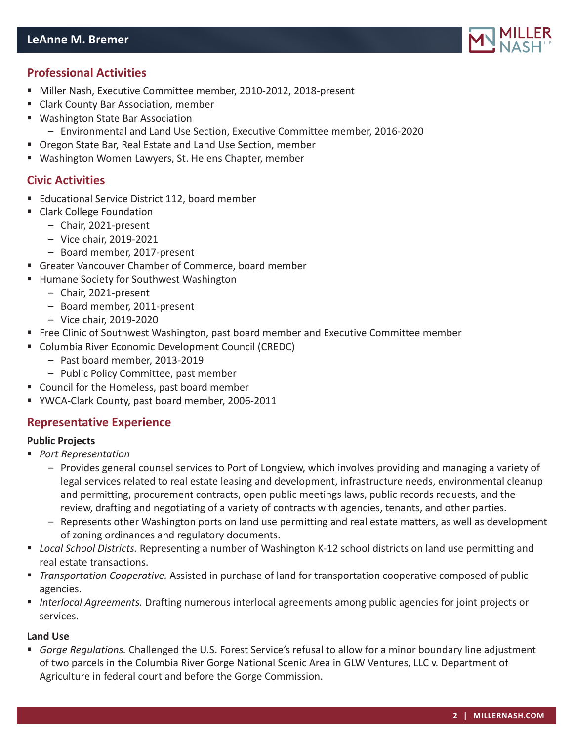## Professional Activities

- Miller Nash, Executive Committee member, 2010-2012, 2018-present
- Clark County Bar Association, member
- Washington State Bar Association
  - Environmental and Land Use Section, Executive Committee member, 2016-2020
- Oregon State Bar, Real Estate and Land Use Section, member
- Washington Women Lawyers, St. Helens Chapter, member

## Civic Activities

- Educational Service District 112, board member
- Clark College Foundation
  - Chair, 2021-present
  - Vice chair, 2019-2021
  - Board member, 2017-present
- Greater Vancouver Chamber of Commerce, board member
- Humane Society for Southwest Washington
  - Chair, 2021-present
  - Board member, 2011-present
  - Vice chair, 2019-2020
- Free Clinic of Southwest Washington, past board member and Executive Committee member
- Columbia River Economic Development Council (CREDC)
  - Past board member, 2013-2019
  - Public Policy Committee, past member
- Council for the Homeless, past board member
- YWCA-Clark County, past board member, 2006-2011

## Representative Experience

### Public Projects

- *Port Representation*
  - Provides general counsel services to Port of Longview, which involves providing and managing a variety of legal services related to real estate leasing and development, infrastructure needs, environmental cleanup and permitting, procurement contracts, open public meetings laws, public records requests, and the review, drafting and negotiating of a variety of contracts with agencies, tenants, and other parties.
  - Represents other Washington ports on land use permitting and real estate matters, as well as development of zoning ordinances and regulatory documents.
- *Local School Districts.* Representing a number of Washington K-12 school districts on land use permitting and real estate transactions.
- *Transportation Cooperative.* Assisted in purchase of land for transportation cooperative composed of public agencies.
- *Interlocal Agreements.* Drafting numerous interlocal agreements among public agencies for joint projects or services.

### Land Use

- *Gorge Regulations.* Challenged the U.S. Forest Service's refusal to allow for a minor boundary line adjustment of two parcels in the Columbia River Gorge National Scenic Area in GLW Ventures, LLC v. Department of Agriculture in federal court and before the Gorge Commission.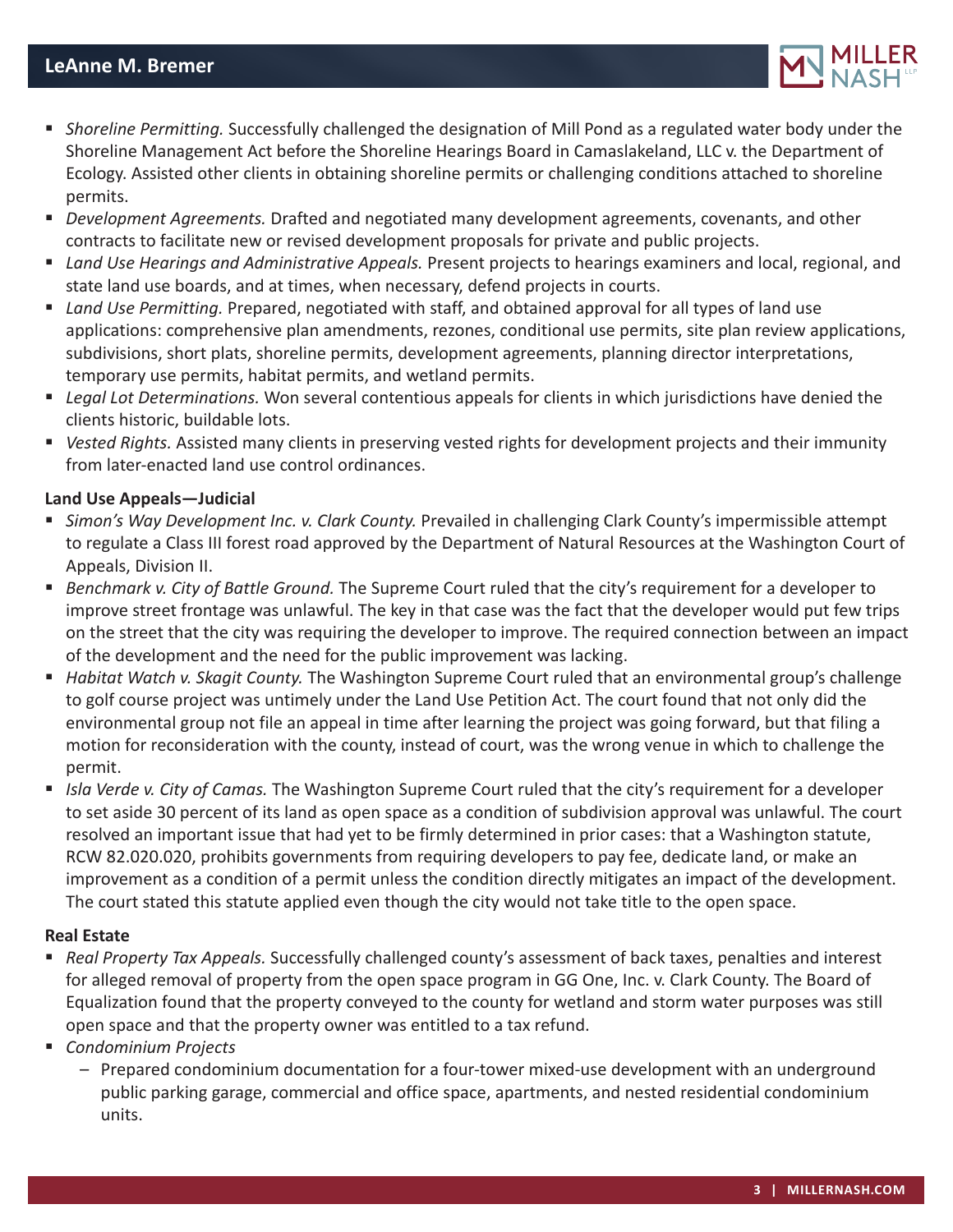- *Shoreline Permitting.* Successfully challenged the designation of Mill Pond as a regulated water body under the Shoreline Management Act before the Shoreline Hearings Board in Camaslakeland, LLC v. the Department of Ecology. Assisted other clients in obtaining shoreline permits or challenging conditions attached to shoreline permits.
- *Development Agreements.* Drafted and negotiated many development agreements, covenants, and other contracts to facilitate new or revised development proposals for private and public projects.
- *Land Use Hearings and Administrative Appeals.* Present projects to hearings examiners and local, regional, and state land use boards, and at times, when necessary, defend projects in courts.
- *Land Use Permitting.* Prepared, negotiated with staff, and obtained approval for all types of land use applications: comprehensive plan amendments, rezones, conditional use permits, site plan review applications, subdivisions, short plats, shoreline permits, development agreements, planning director interpretations, temporary use permits, habitat permits, and wetland permits.
- *Legal Lot Determinations.* Won several contentious appeals for clients in which jurisdictions have denied the clients historic, buildable lots.
- *Vested Rights.* Assisted many clients in preserving vested rights for development projects and their immunity from later-enacted land use control ordinances.

**Land Use Appeals—Judicial**

- *Simon's Way Development Inc. v. Clark County.* Prevailed in challenging Clark County's impermissible attempt to regulate a Class III forest road approved by the Department of Natural Resources at the Washington Court of Appeals, Division II.
- *Benchmark v. City of Battle Ground.* The Supreme Court ruled that the city's requirement for a developer to improve street frontage was unlawful. The key in that case was the fact that the developer would put few trips on the street that the city was requiring the developer to improve. The required connection between an impact of the development and the need for the public improvement was lacking.
- *Habitat Watch v. Skagit County.* The Washington Supreme Court ruled that an environmental group's challenge to golf course project was untimely under the Land Use Petition Act. The court found that not only did the environmental group not file an appeal in time after learning the project was going forward, but that filing a motion for reconsideration with the county, instead of court, was the wrong venue in which to challenge the permit.
- *Isla Verde v. City of Camas.* The Washington Supreme Court ruled that the city's requirement for a developer to set aside 30 percent of its land as open space as a condition of subdivision approval was unlawful. The court resolved an important issue that had yet to be firmly determined in prior cases: that a Washington statute, RCW 82.020.020, prohibits governments from requiring developers to pay fee, dedicate land, or make an improvement as a condition of a permit unless the condition directly mitigates an impact of the development. The court stated this statute applied even though the city would not take title to the open space.

**Real Estate**

- *Real Property Tax Appeals.* Successfully challenged county's assessment of back taxes, penalties and interest for alleged removal of property from the open space program in GG One, Inc. v. Clark County. The Board of Equalization found that the property conveyed to the county for wetland and storm water purposes was still open space and that the property owner was entitled to a tax refund.
- *Condominium Projects*
  - Prepared condominium documentation for a four-tower mixed-use development with an underground public parking garage, commercial and office space, apartments, and nested residential condominium units.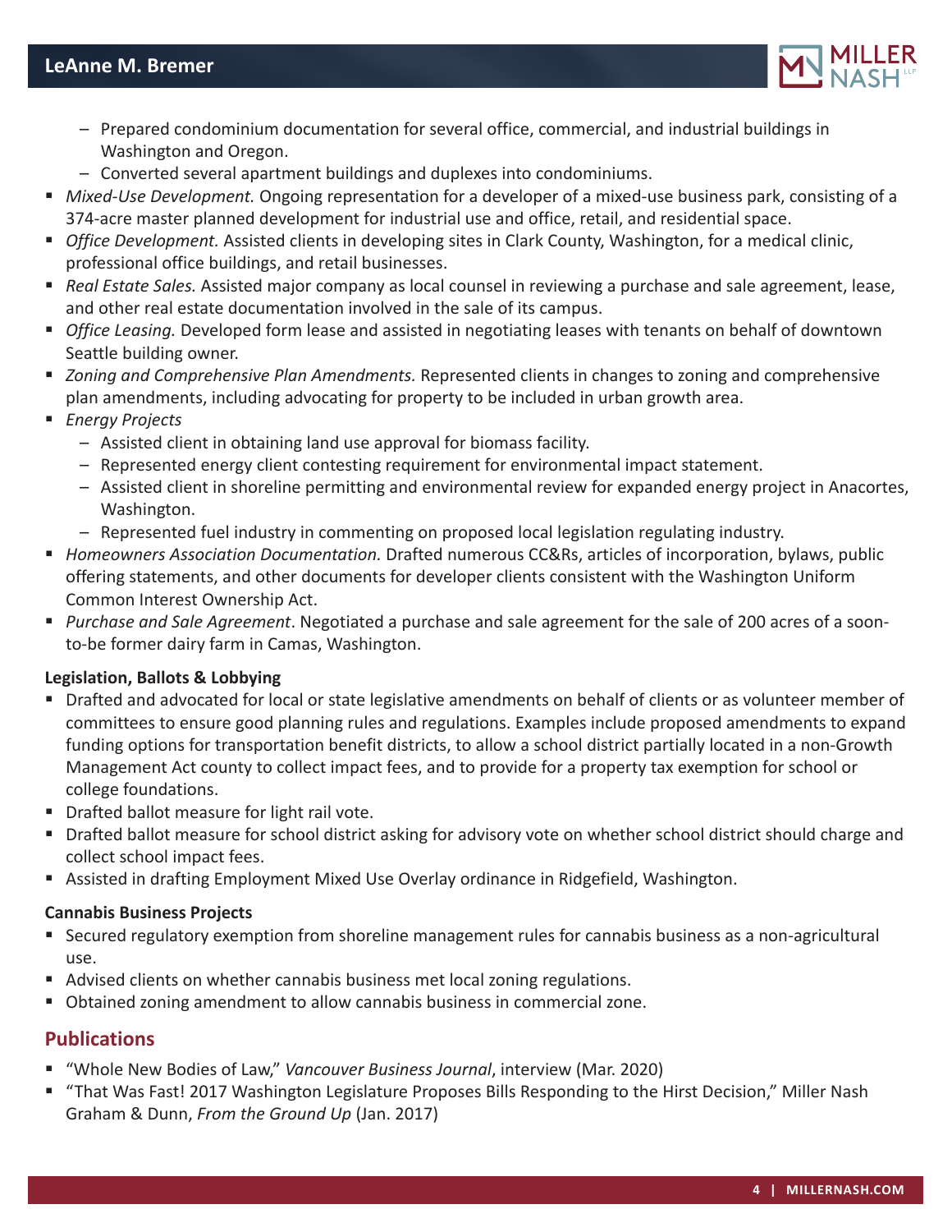- Prepared condominium documentation for several office, commercial, and industrial buildings in Washington and Oregon.
  - Converted several apartment buildings and duplexes into condominiums.
- *Mixed-Use Development.* Ongoing representation for a developer of a mixed-use business park, consisting of a 374-acre master planned development for industrial use and office, retail, and residential space.
- *Office Development.* Assisted clients in developing sites in Clark County, Washington, for a medical clinic, professional office buildings, and retail businesses.
- *Real Estate Sales.* Assisted major company as local counsel in reviewing a purchase and sale agreement, lease, and other real estate documentation involved in the sale of its campus.
- *Office Leasing.* Developed form lease and assisted in negotiating leases with tenants on behalf of downtown Seattle building owner.
- *Zoning and Comprehensive Plan Amendments.* Represented clients in changes to zoning and comprehensive plan amendments, including advocating for property to be included in urban growth area.
- *Energy Projects*
  - Assisted client in obtaining land use approval for biomass facility.
  - Represented energy client contesting requirement for environmental impact statement.
  - Assisted client in shoreline permitting and environmental review for expanded energy project in Anacortes, Washington.
  - Represented fuel industry in commenting on proposed local legislation regulating industry.
- *Homeowners Association Documentation.* Drafted numerous CC&Rs, articles of incorporation, bylaws, public offering statements, and other documents for developer clients consistent with the Washington Uniform Common Interest Ownership Act.
- *Purchase and Sale Agreement*. Negotiated a purchase and sale agreement for the sale of 200 acres of a soon-to-be former dairy farm in Camas, Washington.

**Legislation, Ballots & Lobbying**

- Drafted and advocated for local or state legislative amendments on behalf of clients or as volunteer member of committees to ensure good planning rules and regulations. Examples include proposed amendments to expand funding options for transportation benefit districts, to allow a school district partially located in a non-Growth Management Act county to collect impact fees, and to provide for a property tax exemption for school or college foundations.
- Drafted ballot measure for light rail vote.
- Drafted ballot measure for school district asking for advisory vote on whether school district should charge and collect school impact fees.
- Assisted in drafting Employment Mixed Use Overlay ordinance in Ridgefield, Washington.

**Cannabis Business Projects**

- Secured regulatory exemption from shoreline management rules for cannabis business as a non-agricultural use.
- Advised clients on whether cannabis business met local zoning regulations.
- Obtained zoning amendment to allow cannabis business in commercial zone.

## Publications

- "Whole New Bodies of Law," *Vancouver Business Journal*, interview (Mar. 2020)
- "That Was Fast! 2017 Washington Legislature Proposes Bills Responding to the Hirst Decision," Miller Nash Graham & Dunn, *From the Ground Up* (Jan. 2017)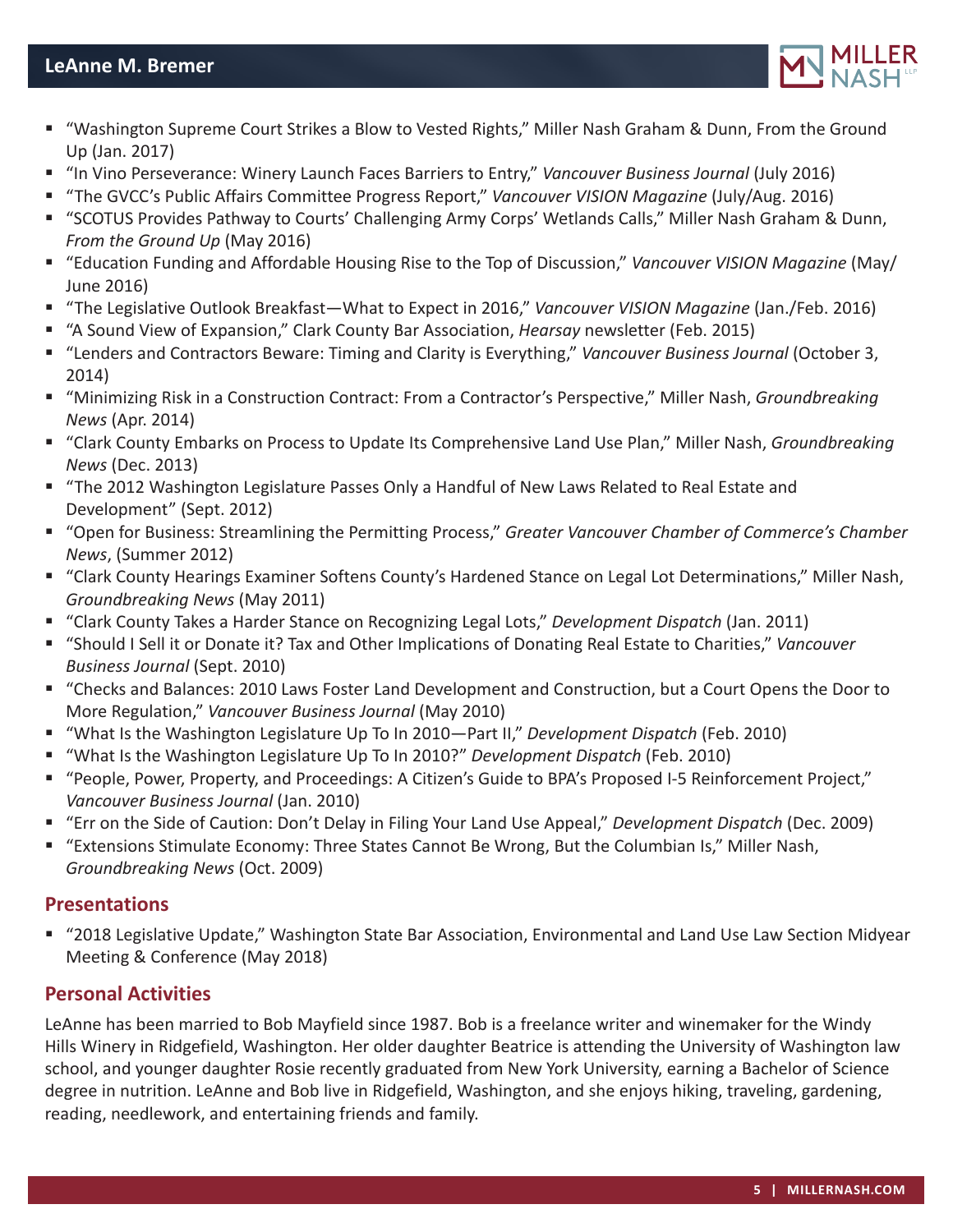- “Washington Supreme Court Strikes a Blow to Vested Rights,” Miller Nash Graham & Dunn, From the Ground Up (Jan. 2017)
- “In Vino Perseverance: Winery Launch Faces Barriers to Entry,” *Vancouver Business Journal* (July 2016)
- “The GVCC’s Public Affairs Committee Progress Report,” *Vancouver VISION Magazine* (July/Aug. 2016)
- “SCOTUS Provides Pathway to Courts’ Challenging Army Corps’ Wetlands Calls,” Miller Nash Graham & Dunn, *From the Ground Up* (May 2016)
- “Education Funding and Affordable Housing Rise to the Top of Discussion,” *Vancouver VISION Magazine* (May/June 2016)
- “The Legislative Outlook Breakfast—What to Expect in 2016,” *Vancouver VISION Magazine* (Jan./Feb. 2016)
- “A Sound View of Expansion,” Clark County Bar Association, *Hearsay* newsletter (Feb. 2015)
- “Lenders and Contractors Beware: Timing and Clarity is Everything,” *Vancouver Business Journal* (October 3, 2014)
- “Minimizing Risk in a Construction Contract: From a Contractor’s Perspective,” Miller Nash, *Groundbreaking News* (Apr. 2014)
- “Clark County Embarks on Process to Update Its Comprehensive Land Use Plan,” Miller Nash, *Groundbreaking News* (Dec. 2013)
- “The 2012 Washington Legislature Passes Only a Handful of New Laws Related to Real Estate and Development” (Sept. 2012)
- “Open for Business: Streamlining the Permitting Process,” *Greater Vancouver Chamber of Commerce’s Chamber News*, (Summer 2012)
- “Clark County Hearings Examiner Softens County’s Hardened Stance on Legal Lot Determinations,” Miller Nash, *Groundbreaking News* (May 2011)
- “Clark County Takes a Harder Stance on Recognizing Legal Lots,” *Development Dispatch* (Jan. 2011)
- “Should I Sell it or Donate it? Tax and Other Implications of Donating Real Estate to Charities,” *Vancouver Business Journal* (Sept. 2010)
- “Checks and Balances: 2010 Laws Foster Land Development and Construction, but a Court Opens the Door to More Regulation,” *Vancouver Business Journal* (May 2010)
- “What Is the Washington Legislature Up To In 2010—Part II,” *Development Dispatch* (Feb. 2010)
- “What Is the Washington Legislature Up To In 2010?” *Development Dispatch* (Feb. 2010)
- “People, Power, Property, and Proceedings: A Citizen’s Guide to BPA’s Proposed I-5 Reinforcement Project,” *Vancouver Business Journal* (Jan. 2010)
- “Err on the Side of Caution: Don’t Delay in Filing Your Land Use Appeal,” *Development Dispatch* (Dec. 2009)
- “Extensions Stimulate Economy: Three States Cannot Be Wrong, But the Columbian Is,” Miller Nash, *Groundbreaking News* (Oct. 2009)

## Presentations

- “2018 Legislative Update,” Washington State Bar Association, Environmental and Land Use Law Section Midyear Meeting & Conference (May 2018)

## Personal Activities

LeAnne has been married to Bob Mayfield since 1987. Bob is a freelance writer and winemaker for the Windy Hills Winery in Ridgefield, Washington. Her older daughter Beatrice is attending the University of Washington law school, and younger daughter Rosie recently graduated from New York University, earning a Bachelor of Science degree in nutrition. LeAnne and Bob live in Ridgefield, Washington, and she enjoys hiking, traveling, gardening, reading, needlework, and entertaining friends and family.